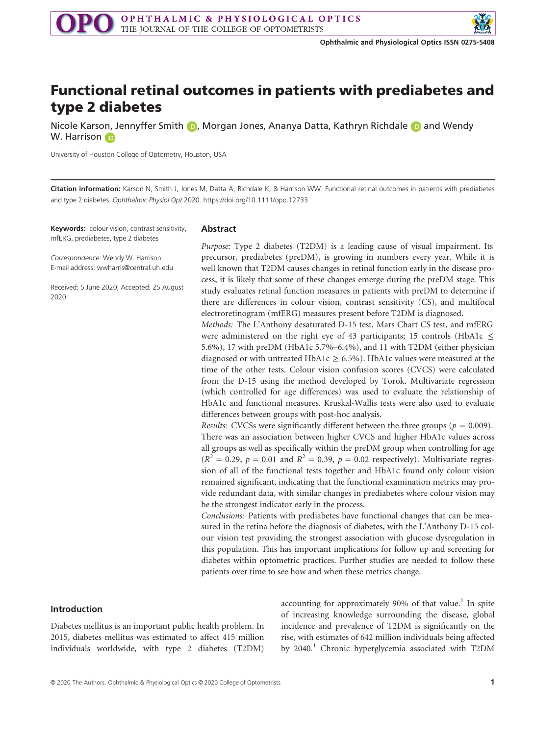# Functional retinal outcomes in patients with prediabetes and type 2 diabetes

Nicole Karson, Jennyffer Smith, Morgan Jones, Ananya Datta, Kathryn Richdale and Wendy W. Harrison

University of Houston College of Optometry, Houston, USA

**Citation information:** Karson N, Smith J, Jones M, Datta A, Richdale K, & Harrison WW. Functional retinal outcomes in patients with prediabetes and type 2 diabetes. *Ophthalmic Physiol Opt* 2020. https://doi.org/10.1111/opo.12733

**Keywords:** colour vision, contrast sensitivity, mfERG, prediabetes, type 2 diabetes

*Correspondence*: Wendy W. Harrison
E-mail address: wwharris@central.uh.edu

Received: 5 June 2020; Accepted: 25 August 2020

## Abstract

*Purpose:* Type 2 diabetes (T2DM) is a leading cause of visual impairment. Its precursor, prediabetes (preDM), is growing in numbers every year. While it is well known that T2DM causes changes in retinal function early in the disease process, it is likely that some of these changes emerge during the preDM stage. This study evaluates retinal function measures in patients with preDM to determine if there are differences in colour vision, contrast sensitivity (CS), and multifocal electroretinogram (mfERG) measures present before T2DM is diagnosed.

*Methods:* The L'Anthony desaturated D-15 test, Mars Chart CS test, and mfERG were administered on the right eye of 43 participants; 15 controls (HbA1c $\leq$ 5.6%), 17 with preDM (HbA1c 5.7%–6.4%), and 11 with T2DM (either physician diagnosed or with untreated HbA1c $\geq$ 6.5%). HbA1c values were measured at the time of the other tests. Colour vision confusion scores (CVCS) were calculated from the D-15 using the method developed by Torok. Multivariate regression (which controlled for age differences) was used to evaluate the relationship of HbA1c and functional measures. Kruskal-Wallis tests were also used to evaluate differences between groups with post-hoc analysis.

*Results:* CVCSs were significantly different between the three groups ($p = 0.009$). There was an association between higher CVCS and higher HbA1c values across all groups as well as specifically within the preDM group when controlling for age ($R^2 = 0.29$, $p = 0.01$ and $R^2 = 0.39$, $p = 0.02$ respectively). Multivariate regression of all of the functional tests together and HbA1c found only colour vision remained significant, indicating that the functional examination metrics may provide redundant data, with similar changes in prediabetes where colour vision may be the strongest indicator early in the process.

*Conclusions:* Patients with prediabetes have functional changes that can be measured in the retina before the diagnosis of diabetes, with the L'Anthony D-15 colour vision test providing the strongest association with glucose dysregulation in this population. This has important implications for follow up and screening for diabetes within optometric practices. Further studies are needed to follow these patients over time to see how and when these metrics change.

## Introduction

Diabetes mellitus is an important public health problem. In 2015, diabetes mellitus was estimated to affect 415 million individuals worldwide, with type 2 diabetes (T2DM) accounting for approximately 90% of that value.[1] In spite of increasing knowledge surrounding the disease, global incidence and prevalence of T2DM is significantly on the rise, with estimates of 642 million individuals being affected by 2040.[1] Chronic hyperglycemia associated with T2DM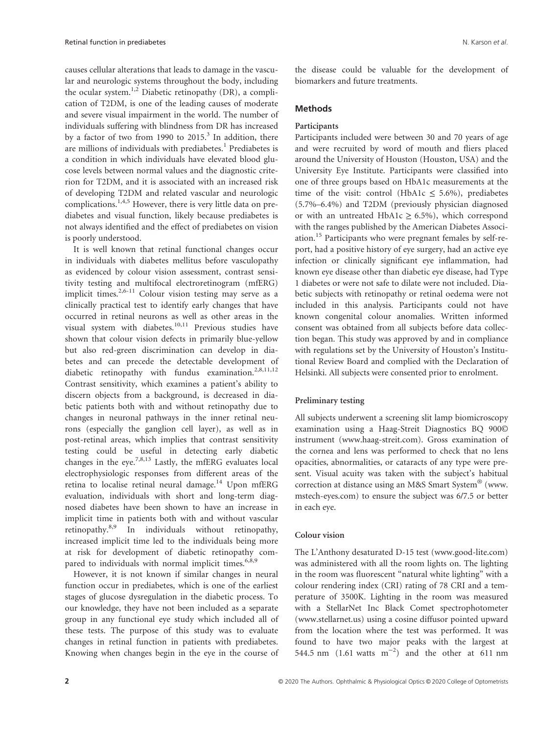causes cellular alterations that leads to damage in the vascular and neurologic systems throughout the body, including the ocular system.[1,2] Diabetic retinopathy (DR), a complication of T2DM, is one of the leading causes of moderate and severe visual impairment in the world. The number of individuals suffering with blindness from DR has increased by a factor of two from 1990 to 2015.[3] In addition, there are millions of individuals with prediabetes.[1] Prediabetes is a condition in which individuals have elevated blood glucose levels between normal values and the diagnostic criterion for T2DM, and it is associated with an increased risk of developing T2DM and related vascular and neurologic complications.[1,4,5] However, there is very little data on prediabetes and visual function, likely because prediabetes is not always identified and the effect of prediabetes on vision is poorly understood.

It is well known that retinal functional changes occur in individuals with diabetes mellitus before vasculopathy as evidenced by colour vision assessment, contrast sensitivity testing and multifocal electroretinogram (mfERG) implicit times.[2,6-11] Colour vision testing may serve as a clinically practical test to identify early changes that have occurred in retinal neurons as well as other areas in the visual system with diabetes.[10,11] Previous studies have shown that colour vision defects in primarily blue-yellow but also red-green discrimination can develop in diabetes and can precede the detectable development of diabetic retinopathy with fundus examination.[2,8,11,12] Contrast sensitivity, which examines a patient's ability to discern objects from a background, is decreased in diabetic patients both with and without retinopathy due to changes in neuronal pathways in the inner retinal neurons (especially the ganglion cell layer), as well as in post-retinal areas, which implies that contrast sensitivity testing could be useful in detecting early diabetic changes in the eye.[7,8,13] Lastly, the mfERG evaluates local electrophysiologic responses from different areas of the retina to localise retinal neural damage.[14] Upon mfERG evaluation, individuals with short and long-term diagnosed diabetes have been shown to have an increase in implicit time in patients both with and without vascular retinopathy.[8,9] In individuals without retinopathy, increased implicit time led to the individuals being more at risk for development of diabetic retinopathy compared to individuals with normal implicit times.[6,8,9]

However, it is not known if similar changes in neural function occur in prediabetes, which is one of the earliest stages of glucose dysregulation in the diabetic process. To our knowledge, they have not been included as a separate group in any functional eye study which included all of these tests. The purpose of this study was to evaluate changes in retinal function in patients with prediabetes. Knowing when changes begin in the eye in the course of the disease could be valuable for the development of biomarkers and future treatments.

## Methods

### Participants

Participants included were between 30 and 70 years of age and were recruited by word of mouth and fliers placed around the University of Houston (Houston, USA) and the University Eye Institute. Participants were classified into one of three groups based on HbA1c measurements at the time of the visit: control (HbA1c $\leq$ 5.6%), prediabetes (5.7%–6.4%) and T2DM (previously physician diagnosed or with an untreated HbA1c $\geq$ 6.5%), which correspond with the ranges published by the American Diabetes Association.[15] Participants who were pregnant females by self-report, had a positive history of eye surgery, had an active eye infection or clinically significant eye inflammation, had known eye disease other than diabetic eye disease, had Type 1 diabetes or were not safe to dilate were not included. Diabetic subjects with retinopathy or retinal oedema were not included in this analysis. Participants could not have known congenital colour anomalies. Written informed consent was obtained from all subjects before data collection began. This study was approved by and in compliance with regulations set by the University of Houston's Institutional Review Board and complied with the Declaration of Helsinki. All subjects were consented prior to enrolment.

### Preliminary testing

All subjects underwent a screening slit lamp biomicroscopy examination using a Haag-Streit Diagnostics BQ 900© instrument (www.haag-streit.com). Gross examination of the cornea and lens was performed to check that no lens opacities, abnormalities, or cataracts of any type were present. Visual acuity was taken with the subject's habitual correction at distance using an M&S Smart System® (www.mstech-eyes.com) to ensure the subject was 6/7.5 or better in each eye.

### Colour vision

The L'Anthony desaturated D-15 test (www.good-lite.com) was administered with all the room lights on. The lighting in the room was fluorescent "natural white lighting" with a colour rendering index (CRI) rating of 78 CRI and a temperature of 3500K. Lighting in the room was measured with a StellarNet Inc Black Comet spectrophotometer (www.stellarnet.us) using a cosine diffusor pointed upward from the location where the test was performed. It was found to have two major peaks with the largest at 544.5 nm (1.61 watts $m^{-2}$) and the other at 611 nm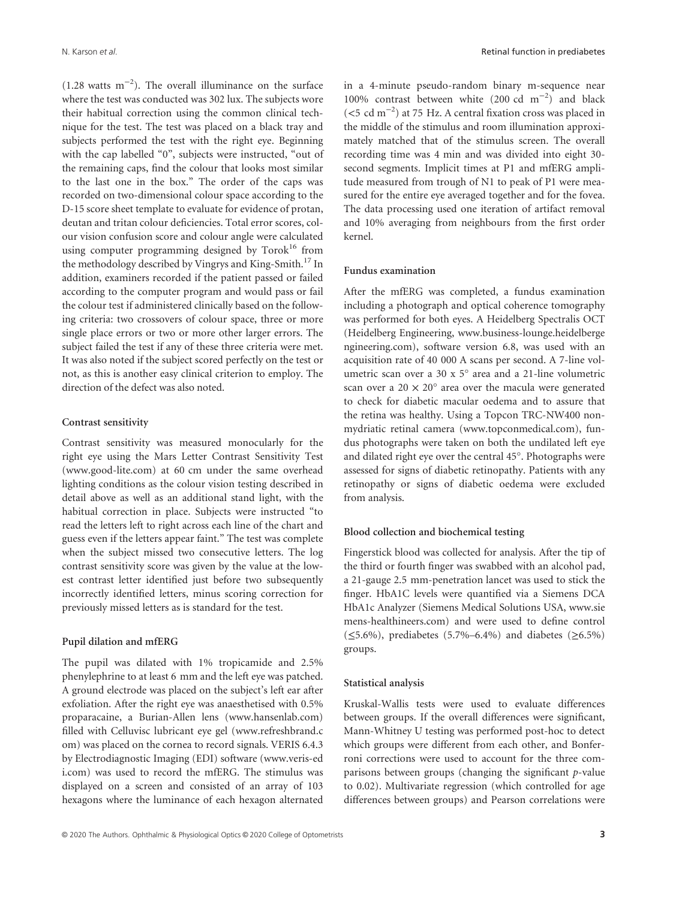($1.28$ watts $m^{-2}$). The overall illuminance on the surface where the test was conducted was 302 lux. The subjects wore their habitual correction using the common clinical technique for the test. The test was placed on a black tray and subjects performed the test with the right eye. Beginning with the cap labelled "0", subjects were instructed, "out of the remaining caps, find the colour that looks most similar to the last one in the box." The order of the caps was recorded on two-dimensional colour space according to the D-15 score sheet template to evaluate for evidence of protan, deutan and tritan colour deficiencies. Total error scores, colour vision confusion score and colour angle were calculated using computer programming designed by Torok[16] from the methodology described by Vingrys and King-Smith.[17] In addition, examiners recorded if the patient passed or failed according to the computer program and would pass or fail the colour test if administered clinically based on the following criteria: two crossovers of colour space, three or more single place errors or two or more other larger errors. The subject failed the test if any of these three criteria were met. It was also noted if the subject scored perfectly on the test or not, as this is another easy clinical criterion to employ. The direction of the defect was also noted.

#### Contrast sensitivity

Contrast sensitivity was measured monocularly for the right eye using the Mars Letter Contrast Sensitivity Test (www.good-lite.com) at 60 cm under the same overhead lighting conditions as the colour vision testing described in detail above as well as an additional stand light, with the habitual correction in place. Subjects were instructed "to read the letters left to right across each line of the chart and guess even if the letters appear faint." The test was complete when the subject missed two consecutive letters. The log contrast sensitivity score was given by the value at the lowest contrast letter identified just before two subsequently incorrectly identified letters, minus scoring correction for previously missed letters as is standard for the test.

#### Pupil dilation and mfERG

The pupil was dilated with 1% tropicamide and 2.5% phenylephrine to at least 6 mm and the left eye was patched. A ground electrode was placed on the subject's left ear after exfoliation. After the right eye was anaesthetised with 0.5% proparacaine, a Burian-Allen lens (www.hansenlab.com) filled with Celluvisc lubricant eye gel (www.refreshbrand.com) was placed on the cornea to record signals. VERIS 6.4.3 by Electrodiagnostic Imaging (EDI) software (www.veris-edi.com) was used to record the mfERG. The stimulus was displayed on a screen and consisted of an array of 103 hexagons where the luminance of each hexagon alternated in a 4-minute pseudo-random binary m-sequence near 100% contrast between white (200 cd $m^{-2}$) and black (<5 cd $m^{-2}$) at 75 Hz. A central fixation cross was placed in the middle of the stimulus and room illumination approximately matched that of the stimulus screen. The overall recording time was 4 min and was divided into eight 30-second segments. Implicit times at P1 and mfERG amplitude measured from trough of N1 to peak of P1 were measured for the entire eye averaged together and for the fovea. The data processing used one iteration of artifact removal and 10% averaging from neighbours from the first order kernel.

#### Fundus examination

After the mfERG was completed, a fundus examination including a photograph and optical coherence tomography was performed for both eyes. A Heidelberg Spectralis OCT (Heidelberg Engineering, www.business-lounge.heidelbergengineering.com), software version 6.8, was used with an acquisition rate of 40 000 A scans per second. A 7-line volumetric scan over a 30 x 5° area and a 21-line volumetric scan over a 20 × 20° area over the macula were generated to check for diabetic macular oedema and to assure that the retina was healthy. Using a Topcon TRC-NW400 non-mydriatic retinal camera (www.topconmedical.com), fundus photographs were taken on both the undilated left eye and dilated right eye over the central 45°. Photographs were assessed for signs of diabetic retinopathy. Patients with any retinopathy or signs of diabetic oedema were excluded from analysis.

#### Blood collection and biochemical testing

Fingerstick blood was collected for analysis. After the tip of the third or fourth finger was swabbed with an alcohol pad, a 21-gauge 2.5 mm-penetration lancet was used to stick the finger. HbA1C levels were quantified via a Siemens DCA HbA1c Analyzer (Siemens Medical Solutions USA, www.siemens-healthineers.com) and were used to define control (≤5.6%), prediabetes (5.7%–6.4%) and diabetes (≥6.5%) groups.

#### Statistical analysis

Kruskal-Wallis tests were used to evaluate differences between groups. If the overall differences were significant, Mann-Whitney U testing was performed post-hoc to detect which groups were different from each other, and Bonferroni corrections were used to account for the three comparisons between groups (changing the significant $p$-value to 0.02). Multivariate regression (which controlled for age differences between groups) and Pearson correlations were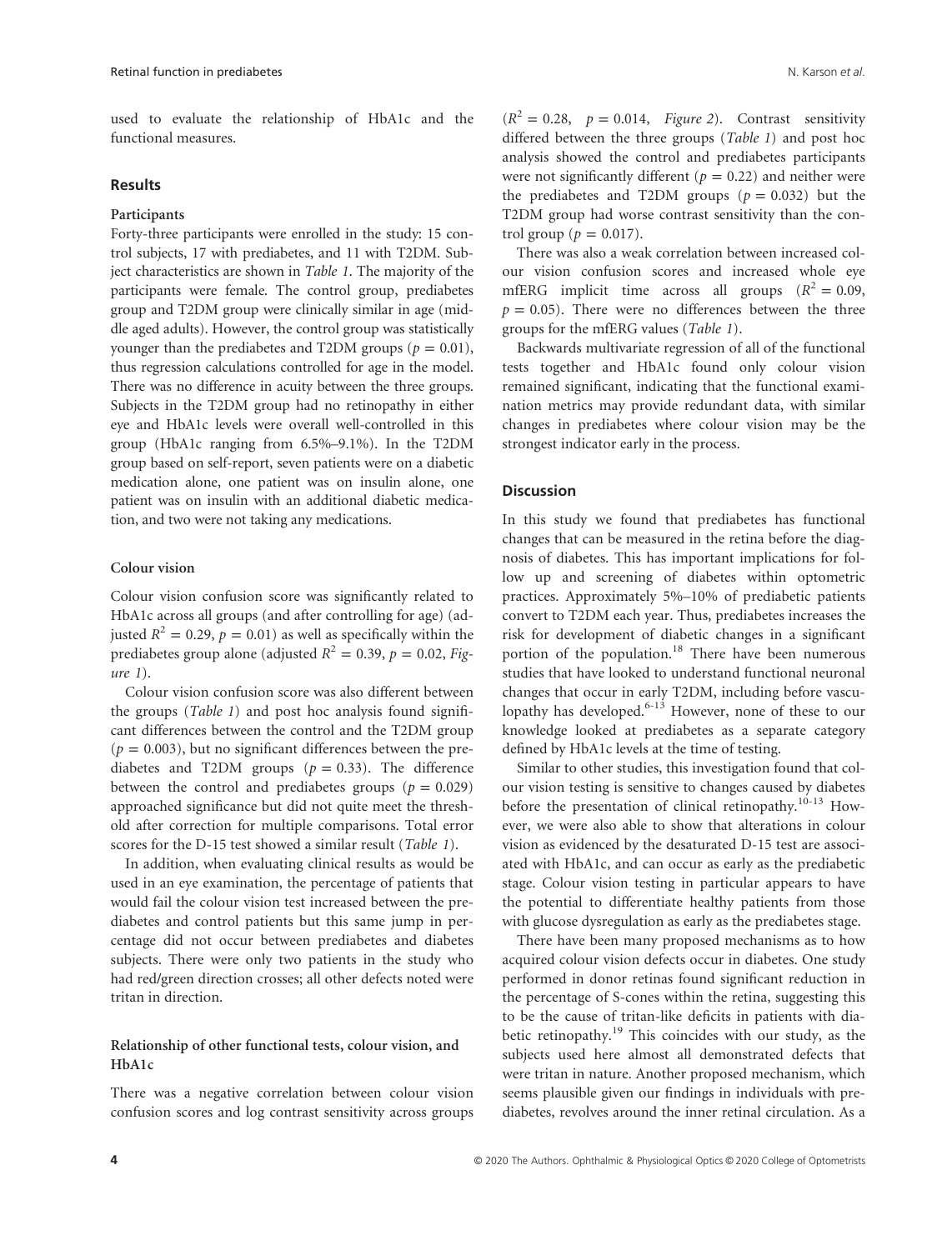used to evaluate the relationship of HbA1c and the functional measures.

## Results

### Participants

Forty-three participants were enrolled in the study: 15 control subjects, 17 with prediabetes, and 11 with T2DM. Subject characteristics are shown in *Table 1*. The majority of the participants were female. The control group, prediabetes group and T2DM group were clinically similar in age (middle aged adults). However, the control group was statistically younger than the prediabetes and T2DM groups ($p = 0.01$), thus regression calculations controlled for age in the model. There was no difference in acuity between the three groups. Subjects in the T2DM group had no retinopathy in either eye and HbA1c levels were overall well-controlled in this group (HbA1c ranging from 6.5%–9.1%). In the T2DM group based on self-report, seven patients were on a diabetic medication alone, one patient was on insulin alone, one patient was on insulin with an additional diabetic medication, and two were not taking any medications.

### Colour vision

Colour vision confusion score was significantly related to HbA1c across all groups (and after controlling for age) (adjusted $R^2 = 0.29$, $p = 0.01$) as well as specifically within the prediabetes group alone (adjusted $R^2 = 0.39$, $p = 0.02$, *Figure 1*).

Colour vision confusion score was also different between the groups (*Table 1*) and post hoc analysis found significant differences between the control and the T2DM group ($p = 0.003$), but no significant differences between the prediabetes and T2DM groups ($p = 0.33$). The difference between the control and prediabetes groups ($p = 0.029$) approached significance but did not quite meet the threshold after correction for multiple comparisons. Total error scores for the D-15 test showed a similar result (*Table 1*).

In addition, when evaluating clinical results as would be used in an eye examination, the percentage of patients that would fail the colour vision test increased between the prediabetes and control patients but this same jump in percentage did not occur between prediabetes and diabetes subjects. There were only two patients in the study who had red/green direction crosses; all other defects noted were tritan in direction.

### Relationship of other functional tests, colour vision, and HbA1c

There was a negative correlation between colour vision confusion scores and log contrast sensitivity across groups ($R^2 = 0.28$, $p = 0.014$, *Figure 2*). Contrast sensitivity differed between the three groups (*Table 1*) and post hoc analysis showed the control and prediabetes participants were not significantly different ($p = 0.22$) and neither were the prediabetes and T2DM groups ($p = 0.032$) but the T2DM group had worse contrast sensitivity than the control group ($p = 0.017$).

There was also a weak correlation between increased colour vision confusion scores and increased whole eye mfERG implicit time across all groups ($R^2 = 0.09$, $p = 0.05$). There were no differences between the three groups for the mfERG values (*Table 1*).

Backwards multivariate regression of all of the functional tests together and HbA1c found only colour vision remained significant, indicating that the functional examination metrics may provide redundant data, with similar changes in prediabetes where colour vision may be the strongest indicator early in the process.

## Discussion

In this study we found that prediabetes has functional changes that can be measured in the retina before the diagnosis of diabetes. This has important implications for follow up and screening of diabetes within optometric practices. Approximately 5%–10% of prediabetic patients convert to T2DM each year. Thus, prediabetes increases the risk for development of diabetic changes in a significant portion of the population.[18] There have been numerous studies that have looked to understand functional neuronal changes that occur in early T2DM, including before vasculopathy has developed.[6-13] However, none of these to our knowledge looked at prediabetes as a separate category defined by HbA1c levels at the time of testing.

Similar to other studies, this investigation found that colour vision testing is sensitive to changes caused by diabetes before the presentation of clinical retinopathy.[10-13] However, we were also able to show that alterations in colour vision as evidenced by the desaturated D-15 test are associated with HbA1c, and can occur as early as the prediabetic stage. Colour vision testing in particular appears to have the potential to differentiate healthy patients from those with glucose dysregulation as early as the prediabetes stage.

There have been many proposed mechanisms as to how acquired colour vision defects occur in diabetes. One study performed in donor retinas found significant reduction in the percentage of S-cones within the retina, suggesting this to be the cause of tritan-like deficits in patients with diabetic retinopathy.[19] This coincides with our study, as the subjects used here almost all demonstrated defects that were tritan in nature. Another proposed mechanism, which seems plausible given our findings in individuals with prediabetes, revolves around the inner retinal circulation. As a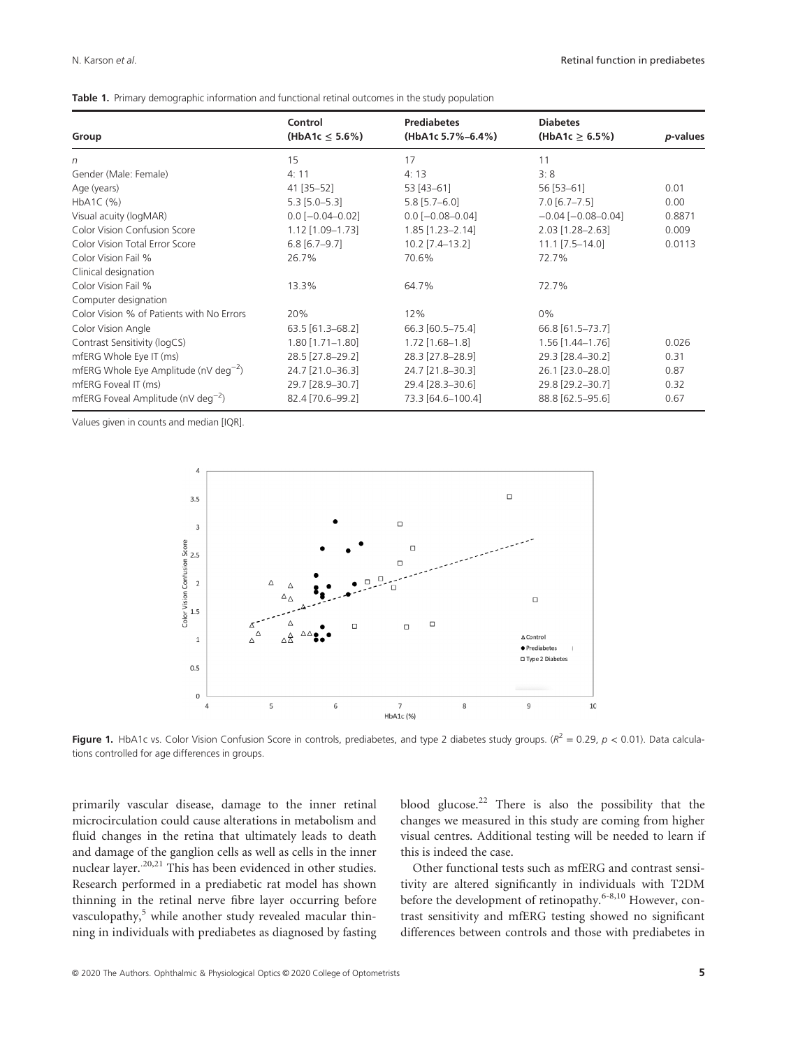**Table 1.** Primary demographic information and functional retinal outcomes in the study population

| Group | Control (HbA1c ≤ 5.6%) | Prediabetes (HbA1c 5.7%–6.4%) | Diabetes (HbA1c ≥ 6.5%) | *p*-values |
|---|---|---|---|---|
| *n* | 15 | 17 | 11 | |
| Gender (Male: Female) | 4: 11 | 4: 13 | 3: 8 | |
| Age (years) | 41 [35–52] | 53 [43–61] | 56 [53–61] | 0.01 |
| HbA1C (%) | 5.3 [5.0–5.3] | 5.8 [5.7–6.0] | 7.0 [6.7–7.5] | 0.00 |
| Visual acuity (logMAR) | 0.0 [−0.04–0.02] | 0.0 [−0.08–0.04] | −0.04 [−0.08–0.04] | 0.8871 |
| Color Vision Confusion Score | 1.12 [1.09–1.73] | 1.85 [1.23–2.14] | 2.03 [1.28–2.63] | 0.009 |
| Color Vision Total Error Score | 6.8 [6.7–9.7] | 10.2 [7.4–13.2] | 11.1 [7.5–14.0] | 0.0113 |
| Color Vision Fail % Clinical designation | 26.7% | 70.6% | 72.7% | |
| Color Vision Fail % Computer designation | 13.3% | 64.7% | 72.7% | |
| Color Vision % of Patients with No Errors | 20% | 12% | 0% | |
| Color Vision Angle | 63.5 [61.3–68.2] | 66.3 [60.5–75.4] | 66.8 [61.5–73.7] | |
| Contrast Sensitivity (logCS) | 1.80 [1.71–1.80] | 1.72 [1.68–1.8] | 1.56 [1.44–1.76] | 0.026 |
| mfERG Whole Eye IT (ms) | 28.5 [27.8–29.2] | 28.3 [27.8–28.9] | 29.3 [28.4–30.2] | 0.31 |
| mfERG Whole Eye Amplitude (nV deg$^{-2}$) | 24.7 [21.0–36.3] | 24.7 [21.8–30.3] | 26.1 [23.0–28.0] | 0.87 |
| mfERG Foveal IT (ms) | 29.7 [28.9–30.7] | 29.4 [28.3–30.6] | 29.8 [29.2–30.7] | 0.32 |
| mfERG Foveal Amplitude (nV deg$^{-2}$) | 82.4 [70.6–99.2] | 73.3 [64.6–100.4] | 88.8 [62.5–95.6] | 0.67 |

Values given in counts and median [IQR].

**Figure 1.** HbA1c vs. Color Vision Confusion Score in controls, prediabetes, and type 2 diabetes study groups. ($R^2 = 0.29$, $p < 0.01$). Data calculations controlled for age differences in groups.

primarily vascular disease, damage to the inner retinal microcirculation could cause alterations in metabolism and fluid changes in the retina that ultimately leads to death and damage of the ganglion cells as well as cells in the inner nuclear layer.[20,21] This has been evidenced in other studies. Research performed in a prediabetic rat model has shown thinning in the retinal nerve fibre layer occurring before vasculopathy,[5] while another study revealed macular thinning in individuals with prediabetes as diagnosed by fasting blood glucose.[22] There is also the possibility that the changes we measured in this study are coming from higher visual centres. Additional testing will be needed to learn if this is indeed the case.

Other functional tests such as mfERG and contrast sensitivity are altered significantly in individuals with T2DM before the development of retinopathy.[6–8,10] However, contrast sensitivity and mfERG testing showed no significant differences between controls and those with prediabetes in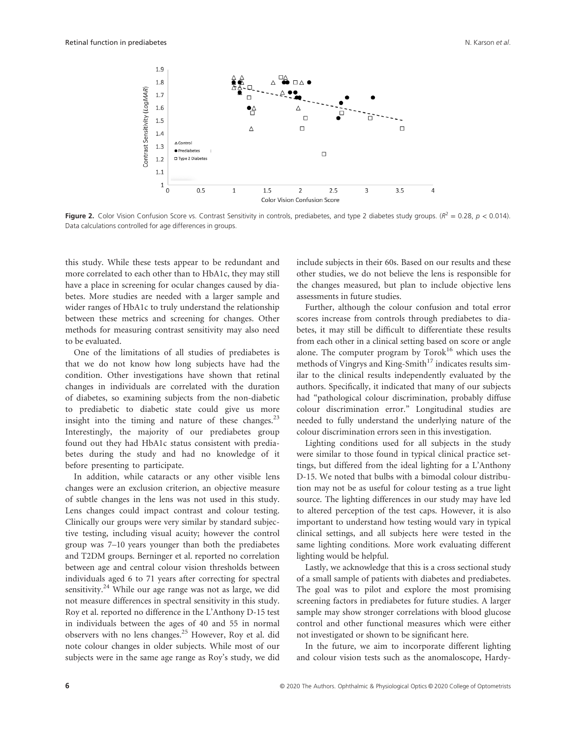1.9
1.8
1.7
1.6
1.5
1.4
1.3
1.2
1.1
1
0
0.5
1
1.5
2
2.5
3
3.5
4

Contrast Sensitivity (LogMAR)

Color Vision Confusion Score

Control

Prediabetes

Type 2 Diabetes

**Figure 2.** Color Vision Confusion Score vs. Contrast Sensitivity in controls, prediabetes, and type 2 diabetes study groups. ($R^2 = 0.28$, $p < 0.014$). Data calculations controlled for age differences in groups.

this study. While these tests appear to be redundant and more correlated to each other than to HbA1c, they may still have a place in screening for ocular changes caused by diabetes. More studies are needed with a larger sample and wider ranges of HbA1c to truly understand the relationship between these metrics and screening for changes. Other methods for measuring contrast sensitivity may also need to be evaluated.

One of the limitations of all studies of prediabetes is that we do not know how long subjects have had the condition. Other investigations have shown that retinal changes in individuals are correlated with the duration of diabetes, so examining subjects from the non-diabetic to prediabetic to diabetic state could give us more insight into the timing and nature of these changes.[23] Interestingly, the majority of our prediabetes group found out they had HbA1c status consistent with prediabetes during the study and had no knowledge of it before presenting to participate.

In addition, while cataracts or any other visible lens changes were an exclusion criterion, an objective measure of subtle changes in the lens was not used in this study. Lens changes could impact contrast and colour testing. Clinically our groups were very similar by standard subjective testing, including visual acuity; however the control group was 7–10 years younger than both the prediabetes and T2DM groups. Berninger et al. reported no correlation between age and central colour vision thresholds between individuals aged 6 to 71 years after correcting for spectral sensitivity.[24] While our age range was not as large, we did not measure differences in spectral sensitivity in this study. Roy et al. reported no difference in the L'Anthony D-15 test in individuals between the ages of 40 and 55 in normal observers with no lens changes.[25] However, Roy et al. did note colour changes in older subjects. While most of our subjects were in the same age range as Roy's study, we did include subjects in their 60s. Based on our results and these other studies, we do not believe the lens is responsible for the changes measured, but plan to include objective lens assessments in future studies.

Further, although the colour confusion and total error scores increase from controls through prediabetes to diabetes, it may still be difficult to differentiate these results from each other in a clinical setting based on score or angle alone. The computer program by Torok[16] which uses the methods of Vingrys and King-Smith[17] indicates results similar to the clinical results independently evaluated by the authors. Specifically, it indicated that many of our subjects had "pathological colour discrimination, probably diffuse colour discrimination error." Longitudinal studies are needed to fully understand the underlying nature of the colour discrimination errors seen in this investigation.

Lighting conditions used for all subjects in the study were similar to those found in typical clinical practice settings, but differed from the ideal lighting for a L'Anthony D-15. We noted that bulbs with a bimodal colour distribution may not be as useful for colour testing as a true light source. The lighting differences in our study may have led to altered perception of the test caps. However, it is also important to understand how testing would vary in typical clinical settings, and all subjects here were tested in the same lighting conditions. More work evaluating different lighting would be helpful.

Lastly, we acknowledge that this is a cross sectional study of a small sample of patients with diabetes and prediabetes. The goal was to pilot and explore the most promising screening factors in prediabetes for future studies. A larger sample may show stronger correlations with blood glucose control and other functional measures which were either not investigated or shown to be significant here.

In the future, we aim to incorporate different lighting and colour vision tests such as the anomaloscope, Hardy-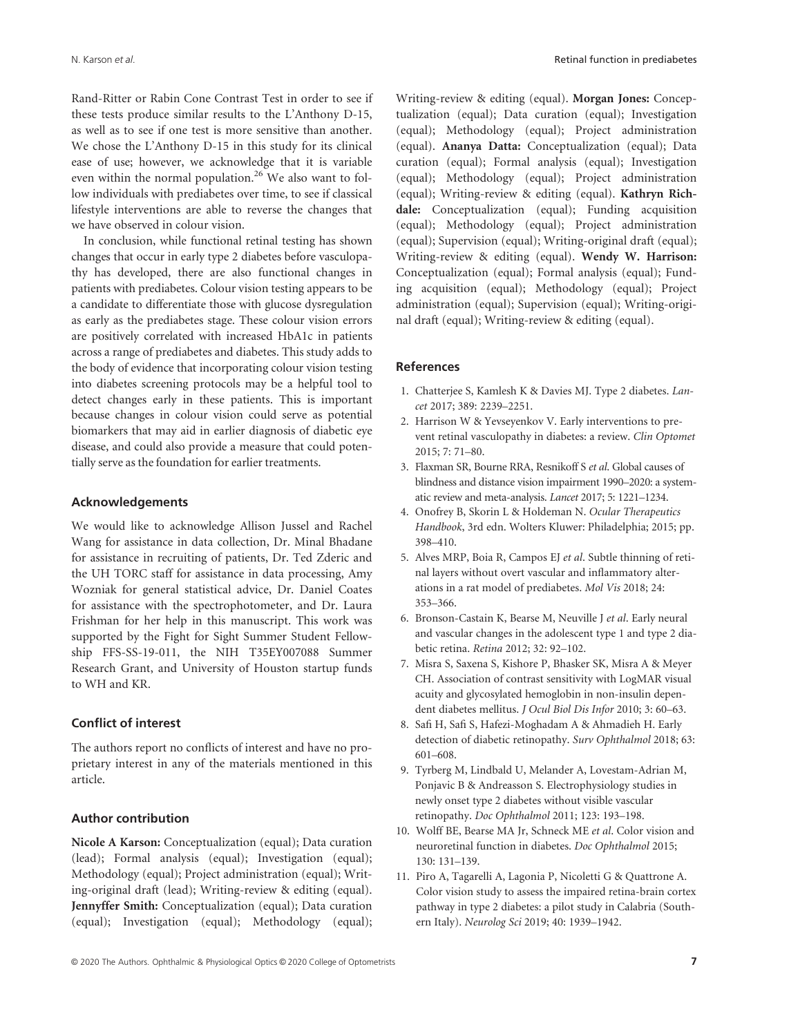Rand-Ritter or Rabin Cone Contrast Test in order to see if these tests produce similar results to the L'Anthony D-15, as well as to see if one test is more sensitive than another. We chose the L'Anthony D-15 in this study for its clinical ease of use; however, we acknowledge that it is variable even within the normal population.[26] We also want to follow individuals with prediabetes over time, to see if classical lifestyle interventions are able to reverse the changes that we have observed in colour vision.

In conclusion, while functional retinal testing has shown changes that occur in early type 2 diabetes before vasculopathy has developed, there are also functional changes in patients with prediabetes. Colour vision testing appears to be a candidate to differentiate those with glucose dysregulation as early as the prediabetes stage. These colour vision errors are positively correlated with increased HbA1c in patients across a range of prediabetes and diabetes. This study adds to the body of evidence that incorporating colour vision testing into diabetes screening protocols may be a helpful tool to detect changes early in these patients. This is important because changes in colour vision could serve as potential biomarkers that may aid in earlier diagnosis of diabetic eye disease, and could also provide a measure that could potentially serve as the foundation for earlier treatments.

## Acknowledgements

We would like to acknowledge Allison Jussel and Rachel Wang for assistance in data collection, Dr. Minal Bhadane for assistance in recruiting of patients, Dr. Ted Zderic and the UH TORC staff for assistance in data processing, Amy Wozniak for general statistical advice, Dr. Daniel Coates for assistance with the spectrophotometer, and Dr. Laura Frishman for her help in this manuscript. This work was supported by the Fight for Sight Summer Student Fellowship FFS-SS-19-011, the NIH T35EY007088 Summer Research Grant, and University of Houston startup funds to WH and KR.

## Conflict of interest

The authors report no conflicts of interest and have no proprietary interest in any of the materials mentioned in this article.

## Author contribution

**Nicole A Karson:** Conceptualization (equal); Data curation (lead); Formal analysis (equal); Investigation (equal); Methodology (equal); Project administration (equal); Writing-original draft (lead); Writing-review & editing (equal). **Jennyffer Smith:** Conceptualization (equal); Data curation (equal); Investigation (equal); Methodology (equal); Writing-review & editing (equal). **Morgan Jones:** Conceptualization (equal); Data curation (equal); Investigation (equal); Methodology (equal); Project administration (equal). **Ananya Datta:** Conceptualization (equal); Data curation (equal); Formal analysis (equal); Investigation (equal); Methodology (equal); Project administration (equal); Writing-review & editing (equal). **Kathryn Richdale:** Conceptualization (equal); Funding acquisition (equal); Methodology (equal); Project administration (equal); Supervision (equal); Writing-original draft (equal); Writing-review & editing (equal). **Wendy W. Harrison:** Conceptualization (equal); Formal analysis (equal); Funding acquisition (equal); Methodology (equal); Project administration (equal); Supervision (equal); Writing-original draft (equal); Writing-review & editing (equal).

## References

1. Chatterjee S, Kamlesh K & Davies MJ. Type 2 diabetes. *Lancet* 2017; 389: 2239–2251.
2. Harrison W & Yevseyenkov V. Early interventions to prevent retinal vasculopathy in diabetes: a review. *Clin Optomet* 2015; 7: 71–80.
3. Flaxman SR, Bourne RRA, Resnikoff S *et al*. Global causes of blindness and distance vision impairment 1990–2020: a systematic review and meta-analysis. *Lancet* 2017; 5: 1221–1234.
4. Onofrey B, Skorin L & Holdeman N. *Ocular Therapeutics Handbook*, 3rd edn. Wolters Kluwer: Philadelphia; 2015; pp. 398–410.
5. Alves MRP, Boia R, Campos EJ *et al*. Subtle thinning of retinal layers without overt vascular and inflammatory alterations in a rat model of prediabetes. *Mol Vis* 2018; 24: 353–366.
6. Bronson-Castain K, Bearse M, Neuville J *et al*. Early neural and vascular changes in the adolescent type 1 and type 2 diabetic retina. *Retina* 2012; 32: 92–102.
7. Misra S, Saxena S, Kishore P, Bhasker SK, Misra A & Meyer CH. Association of contrast sensitivity with LogMAR visual acuity and glycosylated hemoglobin in non-insulin dependent diabetes mellitus. *J Ocul Biol Dis Infor* 2010; 3: 60–63.
8. Safi H, Safi S, Hafezi-Moghadam A & Ahmadieh H. Early detection of diabetic retinopathy. *Surv Ophthalmol* 2018; 63: 601–608.
9. Tyrberg M, Lindbald U, Melander A, Lovestam-Adrian M, Ponjavic B & Andreasson S. Electrophysiology studies in newly onset type 2 diabetes without visible vascular retinopathy. *Doc Ophthalmol* 2011; 123: 193–198.
10. Wolff BE, Bearse MA Jr, Schneck ME *et al*. Color vision and neuroretinal function in diabetes. *Doc Ophthalmol* 2015; 130: 131–139.
11. Piro A, Tagarelli A, Lagonia P, Nicoletti G & Quattrone A. Color vision study to assess the impaired retina-brain cortex pathway in type 2 diabetes: a pilot study in Calabria (Southern Italy). *Neurolog Sci* 2019; 40: 1939–1942.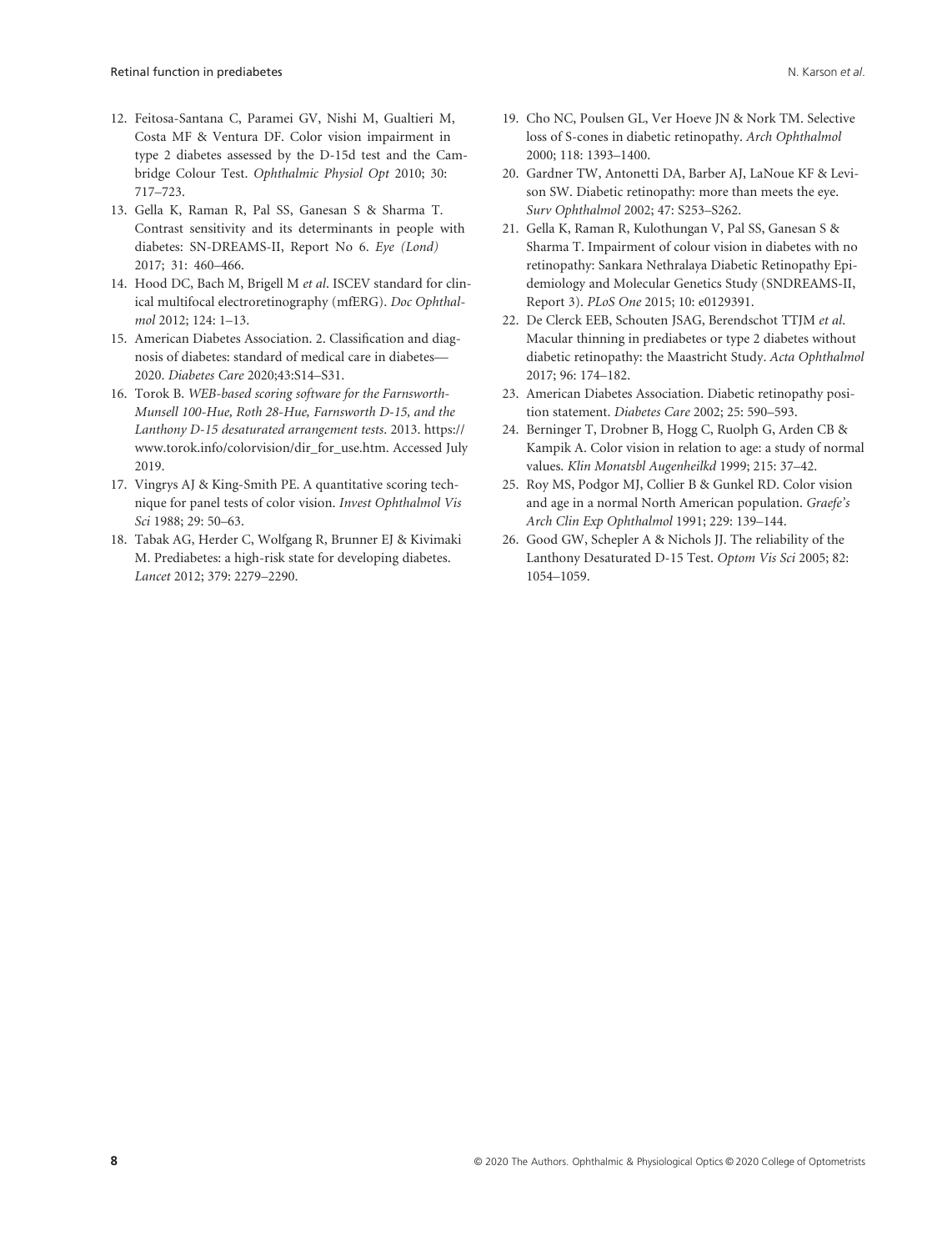12. Feitosa-Santana C, Paramei GV, Nishi M, Gualtieri M, Costa MF & Ventura DF. Color vision impairment in type 2 diabetes assessed by the D-15d test and the Cambridge Colour Test. *Ophthalmic Physiol Opt* 2010; 30: 717–723.
13. Gella K, Raman R, Pal SS, Ganesan S & Sharma T. Contrast sensitivity and its determinants in people with diabetes: SN-DREAMS-II, Report No 6. *Eye (Lond)* 2017; 31: 460–466.
14. Hood DC, Bach M, Brigell M *et al*. ISCEV standard for clinical multifocal electroretinography (mfERG). *Doc Ophthalmol* 2012; 124: 1–13.
15. American Diabetes Association. 2. Classification and diagnosis of diabetes: standard of medical care in diabetes—2020. *Diabetes Care* 2020;43:S14–S31.
16. Torok B. *WEB-based scoring software for the Farnsworth-Munsell 100-Hue, Roth 28-Hue, Farnsworth D-15, and the Lanthony D-15 desaturated arrangement tests*. 2013. https://www.torok.info/colorvision/dir_for_use.htm. Accessed July 2019.
17. Vingrys AJ & King-Smith PE. A quantitative scoring technique for panel tests of color vision. *Invest Ophthalmol Vis Sci* 1988; 29: 50–63.
18. Tabak AG, Herder C, Wolfgang R, Brunner EJ & Kivimaki M. Prediabetes: a high-risk state for developing diabetes. *Lancet* 2012; 379: 2279–2290.
19. Cho NC, Poulsen GL, Ver Hoeve JN & Nork TM. Selective loss of S-cones in diabetic retinopathy. *Arch Ophthalmol* 2000; 118: 1393–1400.
20. Gardner TW, Antonetti DA, Barber AJ, LaNoue KF & Levison SW. Diabetic retinopathy: more than meets the eye. *Surv Ophthalmol* 2002; 47: S253–S262.
21. Gella K, Raman R, Kulothungan V, Pal SS, Ganesan S & Sharma T. Impairment of colour vision in diabetes with no retinopathy: Sankara Nethralaya Diabetic Retinopathy Epidemiology and Molecular Genetics Study (SNDREAMS-II, Report 3). *PLoS One* 2015; 10: e0129391.
22. De Clerck EEB, Schouten JSAG, Berendschot TTJM *et al*. Macular thinning in prediabetes or type 2 diabetes without diabetic retinopathy: the Maastricht Study. *Acta Ophthalmol* 2017; 96: 174–182.
23. American Diabetes Association. Diabetic retinopathy position statement. *Diabetes Care* 2002; 25: 590–593.
24. Berninger T, Drobner B, Hogg C, Ruolph G, Arden CB & Kampik A. Color vision in relation to age: a study of normal values. *Klin Monatsbl Augenheilkd* 1999; 215: 37–42.
25. Roy MS, Podgor MJ, Collier B & Gunkel RD. Color vision and age in a normal North American population. *Graefe's Arch Clin Exp Ophthalmol* 1991; 229: 139–144.
26. Good GW, Schepler A & Nichols JJ. The reliability of the Lanthony Desaturated D-15 Test. *Optom Vis Sci* 2005; 82: 1054–1059.